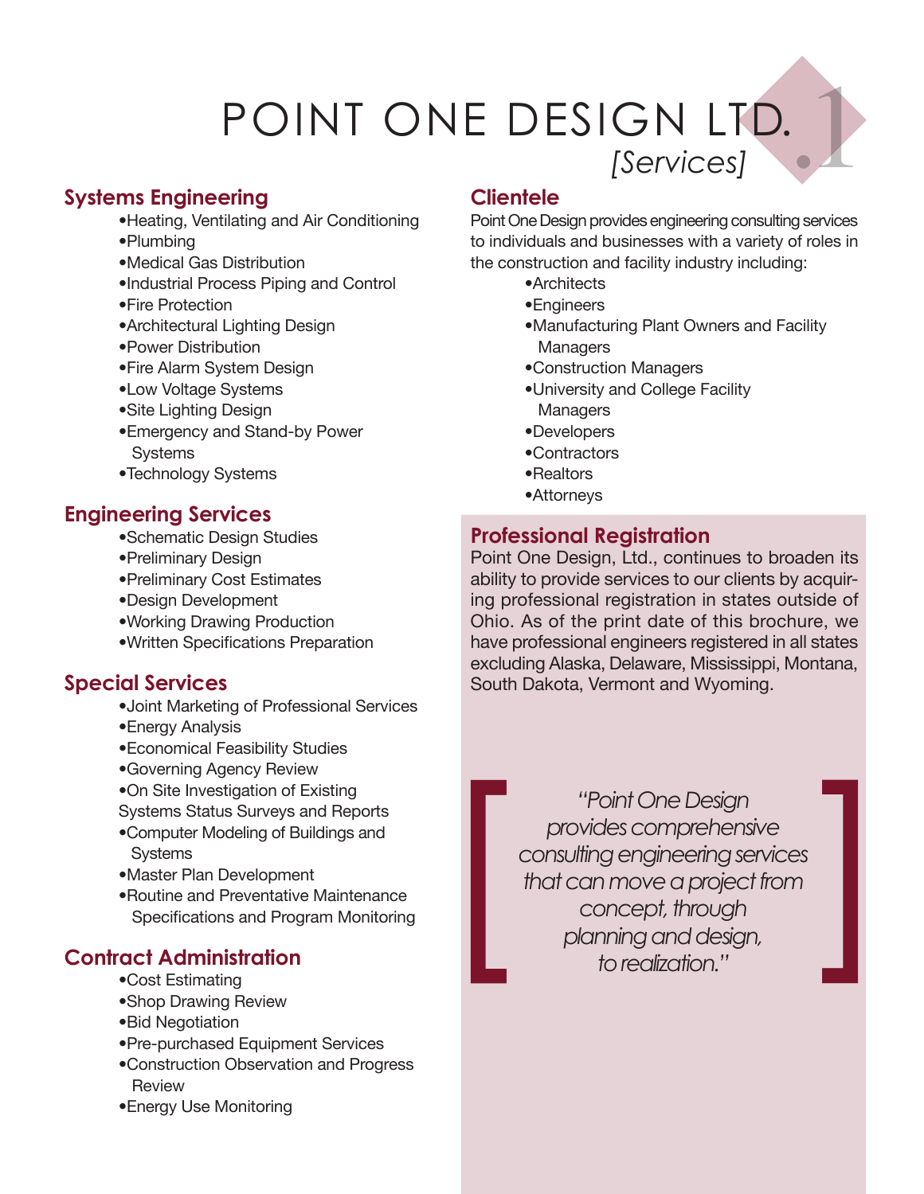# POINT ONE DESIGN LTD.

*[Services]*

## Systems Engineering

- Heating, Ventilating and Air Conditioning
- Plumbing
- Medical Gas Distribution
- Industrial Process Piping and Control
- Fire Protection
- Architectural Lighting Design
- Power Distribution
- Fire Alarm System Design
- Low Voltage Systems
- Site Lighting Design
- Emergency and Stand-by Power Systems
- Technology Systems

## Engineering Services

- Schematic Design Studies
- Preliminary Design
- Preliminary Cost Estimates
- Design Development
- Working Drawing Production
- Written Specifications Preparation

## Special Services

- Joint Marketing of Professional Services
- Energy Analysis
- Economical Feasibility Studies
- Governing Agency Review
- On Site Investigation of Existing Systems Status Surveys and Reports
- Computer Modeling of Buildings and Systems
- Master Plan Development
- Routine and Preventative Maintenance Specifications and Program Monitoring

## Contract Administration

- Cost Estimating
- Shop Drawing Review
- Bid Negotiation
- Pre-purchased Equipment Services
- Construction Observation and Progress Review
- Energy Use Monitoring

## Clientele

Point One Design provides engineering consulting services to individuals and businesses with a variety of roles in the construction and facility industry including:

- Architects
- Engineers
- Manufacturing Plant Owners and Facility Managers
- Construction Managers
- University and College Facility Managers
- Developers
- Contractors
- Realtors
- Attorneys

## Professional Registration

Point One Design, Ltd., continues to broaden its ability to provide services to our clients by acquiring professional registration in states outside of Ohio. As of the print date of this brochure, we have professional engineers registered in all states excluding Alaska, Delaware, Mississippi, Montana, South Dakota, Vermont and Wyoming.

> *"Point One Design provides comprehensive consulting engineering services that can move a project from concept, through planning and design, to realization."*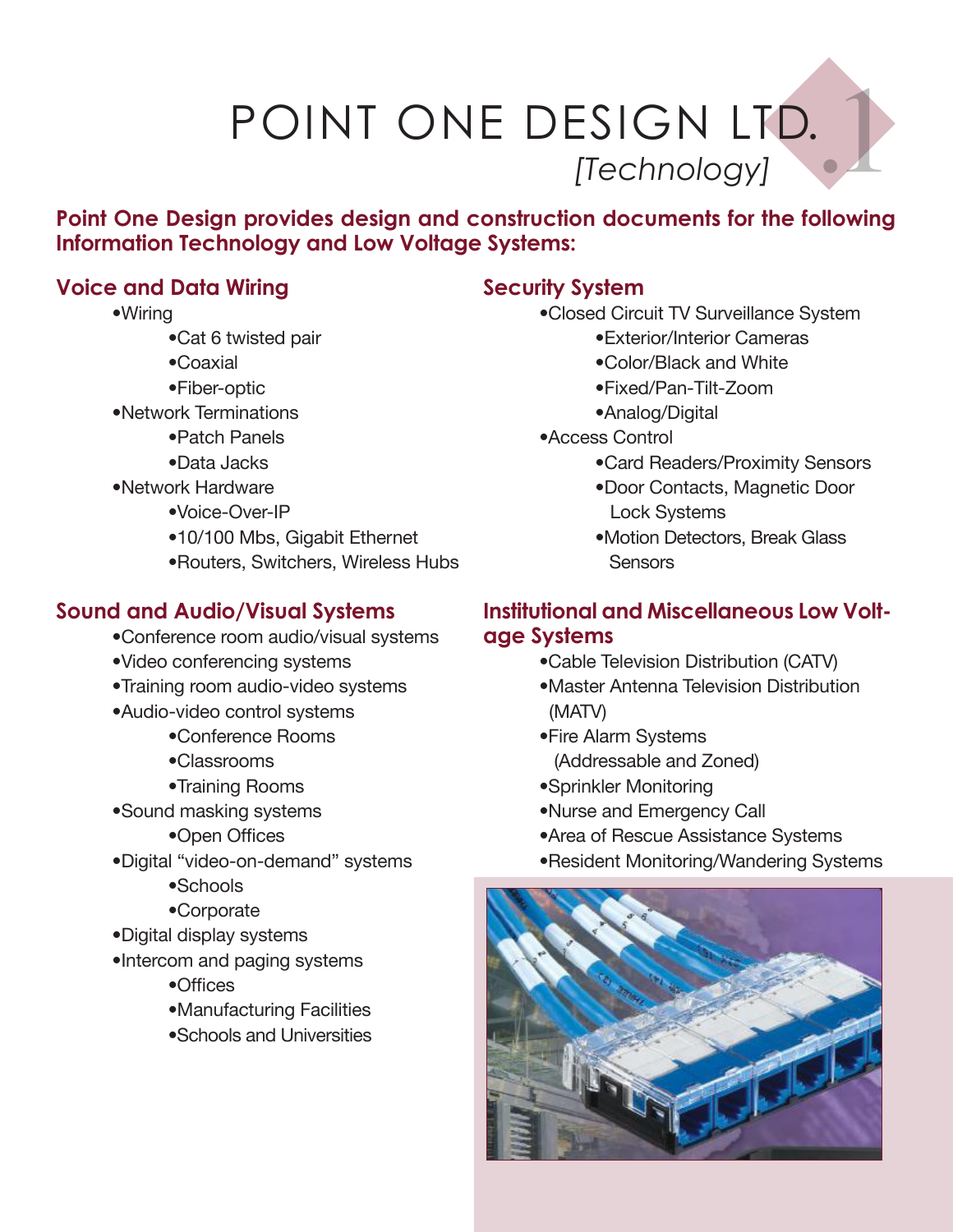# POINT ONE DESIGN LTD.

*[Technology]*

**Point One Design provides design and construction documents for the following Information Technology and Low Voltage Systems:**

## Voice and Data Wiring

- Wiring
  - Cat 6 twisted pair
  - Coaxial
  - Fiber-optic
- Network Terminations
  - Patch Panels
  - Data Jacks
- Network Hardware
  - Voice-Over-IP
  - 10/100 Mbs, Gigabit Ethernet
  - Routers, Switchers, Wireless Hubs

## Sound and Audio/Visual Systems

- Conference room audio/visual systems
- Video conferencing systems
- Training room audio-video systems
- Audio-video control systems
  - Conference Rooms
  - Classrooms
  - Training Rooms
- Sound masking systems
  - Open Offices
- Digital “video-on-demand” systems
  - Schools
  - Corporate
- Digital display systems
- Intercom and paging systems
  - Offices
  - Manufacturing Facilities
  - Schools and Universities

## Security System

- Closed Circuit TV Surveillance System
  - Exterior/Interior Cameras
  - Color/Black and White
  - Fixed/Pan-Tilt-Zoom
  - Analog/Digital
- Access Control
  - Card Readers/Proximity Sensors
  - Door Contacts, Magnetic Door Lock Systems
  - Motion Detectors, Break Glass Sensors

## Institutional and Miscellaneous Low Voltage Systems

- Cable Television Distribution (CATV)
- Master Antenna Television Distribution (MATV)
- Fire Alarm Systems (Addressable and Zoned)
- Sprinkler Monitoring
- Nurse and Emergency Call
- Area of Rescue Assistance Systems
- Resident Monitoring/Wandering Systems